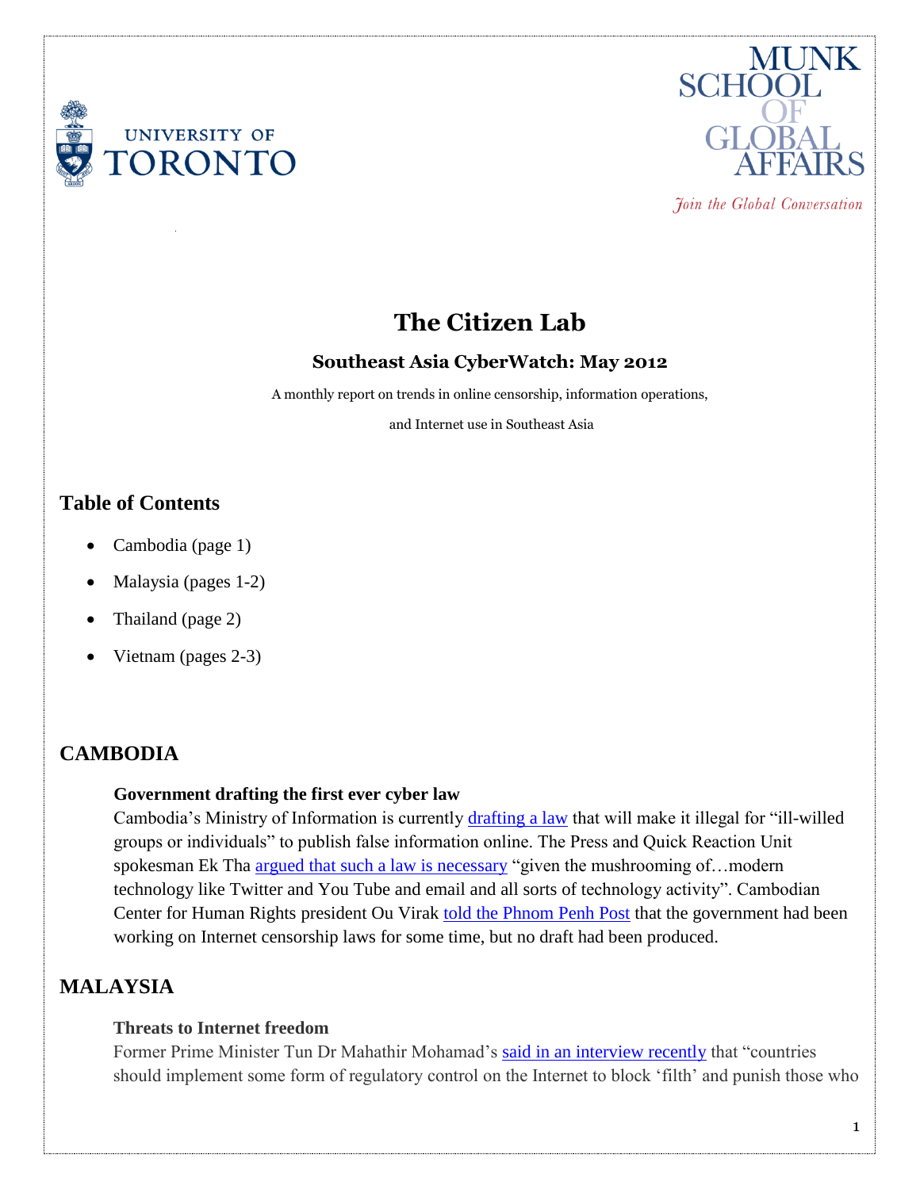# The Citizen Lab

### Southeast Asia CyberWatch: May 2012

A monthly report on trends in online censorship, information operations,

and Internet use in Southeast Asia

## Table of Contents

- Cambodia (page 1)
- Malaysia (pages 1-2)
- Thailand (page 2)
- Vietnam (pages 2-3)

## CAMBODIA

**Government drafting the first ever cyber law**

Cambodia's Ministry of Information is currently drafting a law that will make it illegal for "ill-willed groups or individuals" to publish false information online. The Press and Quick Reaction Unit spokesman Ek Tha argued that such a law is necessary "given the mushrooming of…modern technology like Twitter and You Tube and email and all sorts of technology activity". Cambodian Center for Human Rights president Ou Virak told the Phnom Penh Post that the government had been working on Internet censorship laws for some time, but no draft had been produced.

## MALAYSIA

**Threats to Internet freedom**

Former Prime Minister Tun Dr Mahathir Mohamad's said in an interview recently that "countries should implement some form of regulatory control on the Internet to block 'filth' and punish those who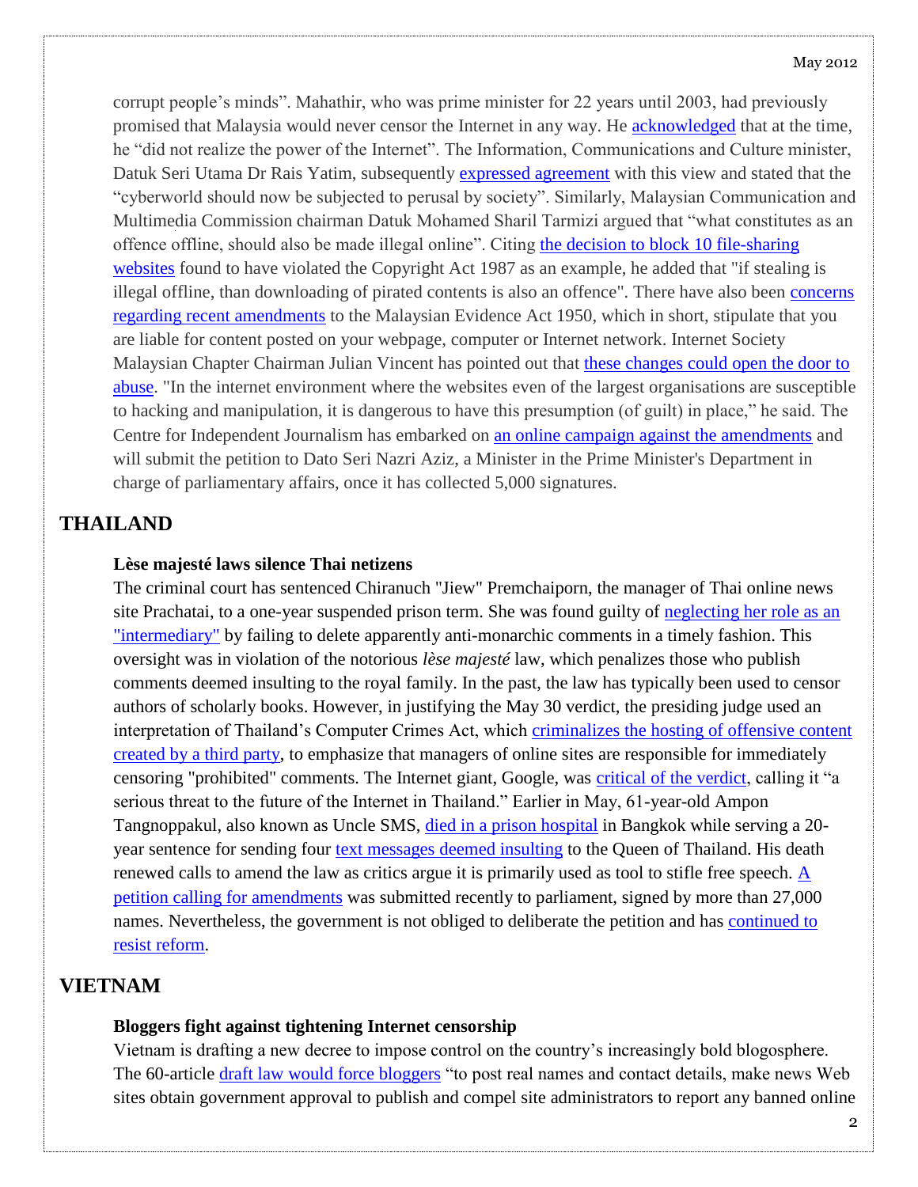corrupt people's minds". Mahathir, who was prime minister for 22 years until 2003, had previously promised that Malaysia would never censor the Internet in any way. He acknowledged that at the time, he "did not realize the power of the Internet". The Information, Communications and Culture minister, Datuk Seri Utama Dr Rais Yatim, subsequently expressed agreement with this view and stated that the "cyberworld should now be subjected to perusal by society". Similarly, Malaysian Communication and Multimedia Commission chairman Datuk Mohamed Sharil Tarmizi argued that "what constitutes as an offence offline, should also be made illegal online". Citing the decision to block 10 file-sharing websites found to have violated the Copyright Act 1987 as an example, he added that "if stealing is illegal offline, than downloading of pirated contents is also an offence". There have also been concerns regarding recent amendments to the Malaysian Evidence Act 1950, which in short, stipulate that you are liable for content posted on your webpage, computer or Internet network. Internet Society Malaysian Chapter Chairman Julian Vincent has pointed out that these changes could open the door to abuse. "In the internet environment where the websites even of the largest organisations are susceptible to hacking and manipulation, it is dangerous to have this presumption (of guilt) in place," he said. The Centre for Independent Journalism has embarked on an online campaign against the amendments and will submit the petition to Dato Seri Nazri Aziz, a Minister in the Prime Minister's Department in charge of parliamentary affairs, once it has collected 5,000 signatures.

## THAILAND

**Lèse majesté laws silence Thai netizens**

The criminal court has sentenced Chiranuch "Jiew" Premchaiporn, the manager of Thai online news site Prachatai, to a one-year suspended prison term. She was found guilty of neglecting her role as an "intermediary" by failing to delete apparently anti-monarchic comments in a timely fashion. This oversight was in violation of the notorious *lèse majesté* law, which penalizes those who publish comments deemed insulting to the royal family. In the past, the law has typically been used to censor authors of scholarly books. However, in justifying the May 30 verdict, the presiding judge used an interpretation of Thailand's Computer Crimes Act, which criminalizes the hosting of offensive content created by a third party, to emphasize that managers of online sites are responsible for immediately censoring "prohibited" comments. The Internet giant, Google, was critical of the verdict, calling it "a serious threat to the future of the Internet in Thailand." Earlier in May, 61-year-old Ampon Tangnoppakul, also known as Uncle SMS, died in a prison hospital in Bangkok while serving a 20-year sentence for sending four text messages deemed insulting to the Queen of Thailand. His death renewed calls to amend the law as critics argue it is primarily used as tool to stifle free speech. A petition calling for amendments was submitted recently to parliament, signed by more than 27,000 names. Nevertheless, the government is not obliged to deliberate the petition and has continued to resist reform.

## VIETNAM

**Bloggers fight against tightening Internet censorship**

Vietnam is drafting a new decree to impose control on the country's increasingly bold blogosphere. The 60-article draft law would force bloggers "to post real names and contact details, make news Web sites obtain government approval to publish and compel site administrators to report any banned online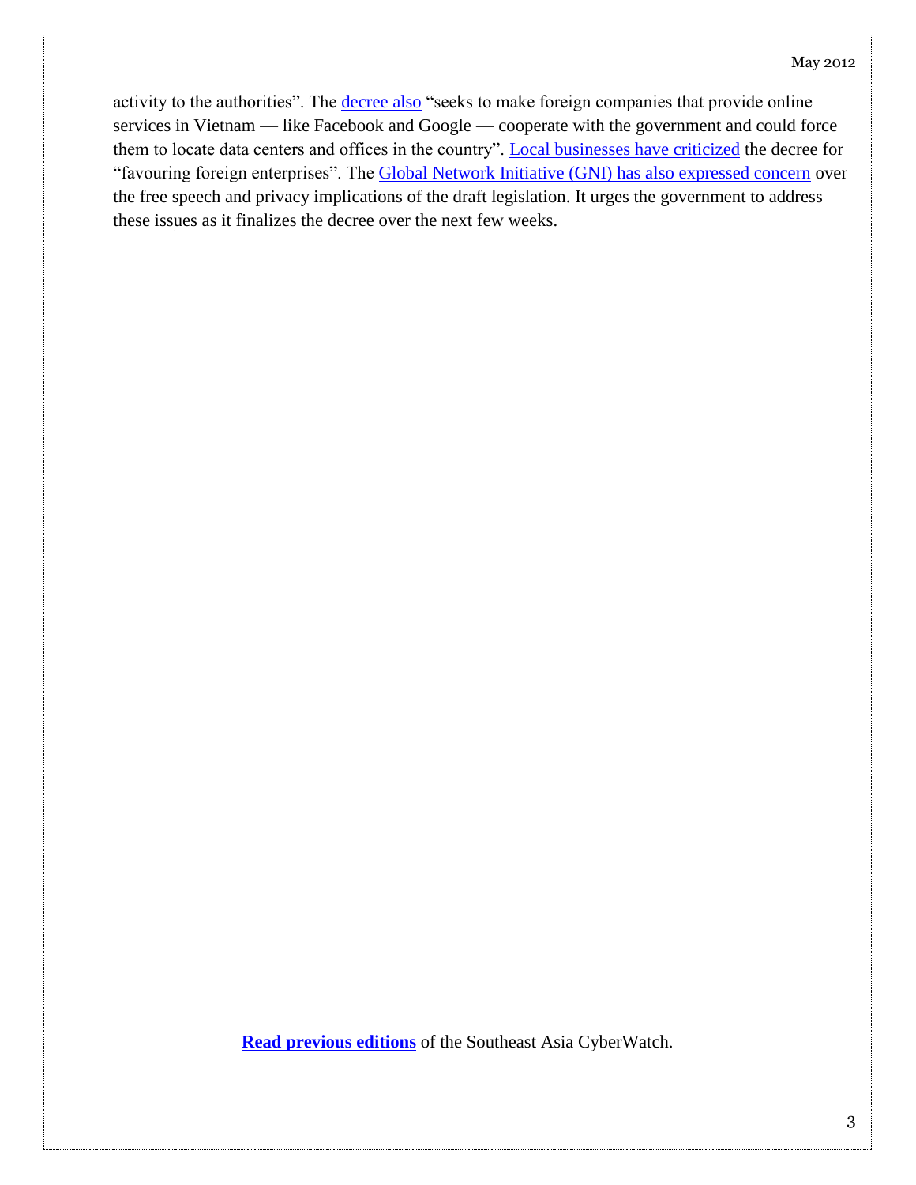activity to the authorities". The decree also "seeks to make foreign companies that provide online services in Vietnam — like Facebook and Google — cooperate with the government and could force them to locate data centers and offices in the country". Local businesses have criticized the decree for "favouring foreign enterprises". The Global Network Initiative (GNI) has also expressed concern over the free speech and privacy implications of the draft legislation. It urges the government to address these issues as it finalizes the decree over the next few weeks.

**Read previous editions** of the Southeast Asia CyberWatch.